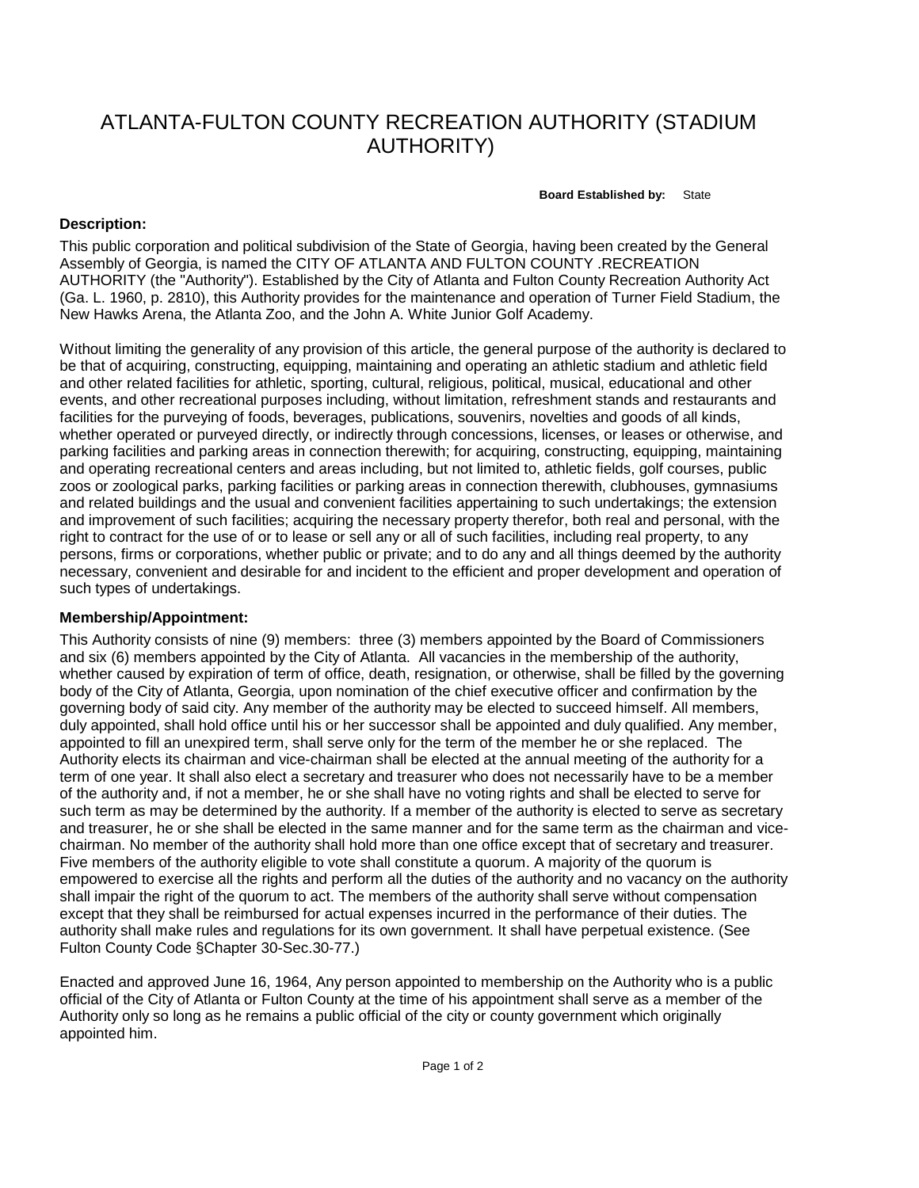# ATLANTA-FULTON COUNTY RECREATION AUTHORITY (STADIUM AUTHORITY)

**Board Established by:** State

### Description:

This public corporation and political subdivision of the State of Georgia, having been created by the General Assembly of Georgia, is named the CITY OF ATLANTA AND FULTON COUNTY .RECREATION AUTHORITY (the "Authority"). Established by the City of Atlanta and Fulton County Recreation Authority Act (Ga. L. 1960, p. 2810), this Authority provides for the maintenance and operation of Turner Field Stadium, the New Hawks Arena, the Atlanta Zoo, and the John A. White Junior Golf Academy.

Without limiting the generality of any provision of this article, the general purpose of the authority is declared to be that of acquiring, constructing, equipping, maintaining and operating an athletic stadium and athletic field and other related facilities for athletic, sporting, cultural, religious, political, musical, educational and other events, and other recreational purposes including, without limitation, refreshment stands and restaurants and facilities for the purveying of foods, beverages, publications, souvenirs, novelties and goods of all kinds, whether operated or purveyed directly, or indirectly through concessions, licenses, or leases or otherwise, and parking facilities and parking areas in connection therewith; for acquiring, constructing, equipping, maintaining and operating recreational centers and areas including, but not limited to, athletic fields, golf courses, public zoos or zoological parks, parking facilities or parking areas in connection therewith, clubhouses, gymnasiums and related buildings and the usual and convenient facilities appertaining to such undertakings; the extension and improvement of such facilities; acquiring the necessary property therefor, both real and personal, with the right to contract for the use of or to lease or sell any or all of such facilities, including real property, to any persons, firms or corporations, whether public or private; and to do any and all things deemed by the authority necessary, convenient and desirable for and incident to the efficient and proper development and operation of such types of undertakings.

### Membership/Appointment:

This Authority consists of nine (9) members: three (3) members appointed by the Board of Commissioners and six (6) members appointed by the City of Atlanta. All vacancies in the membership of the authority, whether caused by expiration of term of office, death, resignation, or otherwise, shall be filled by the governing body of the City of Atlanta, Georgia, upon nomination of the chief executive officer and confirmation by the governing body of said city. Any member of the authority may be elected to succeed himself. All members, duly appointed, shall hold office until his or her successor shall be appointed and duly qualified. Any member, appointed to fill an unexpired term, shall serve only for the term of the member he or she replaced. The Authority elects its chairman and vice-chairman shall be elected at the annual meeting of the authority for a term of one year. It shall also elect a secretary and treasurer who does not necessarily have to be a member of the authority and, if not a member, he or she shall have no voting rights and shall be elected to serve for such term as may be determined by the authority. If a member of the authority is elected to serve as secretary and treasurer, he or she shall be elected in the same manner and for the same term as the chairman and vice-chairman. No member of the authority shall hold more than one office except that of secretary and treasurer. Five members of the authority eligible to vote shall constitute a quorum. A majority of the quorum is empowered to exercise all the rights and perform all the duties of the authority and no vacancy on the authority shall impair the right of the quorum to act. The members of the authority shall serve without compensation except that they shall be reimbursed for actual expenses incurred in the performance of their duties. The authority shall make rules and regulations for its own government. It shall have perpetual existence. (See Fulton County Code §Chapter 30-Sec.30-77.)

Enacted and approved June 16, 1964, Any person appointed to membership on the Authority who is a public official of the City of Atlanta or Fulton County at the time of his appointment shall serve as a member of the Authority only so long as he remains a public official of the city or county government which originally appointed him.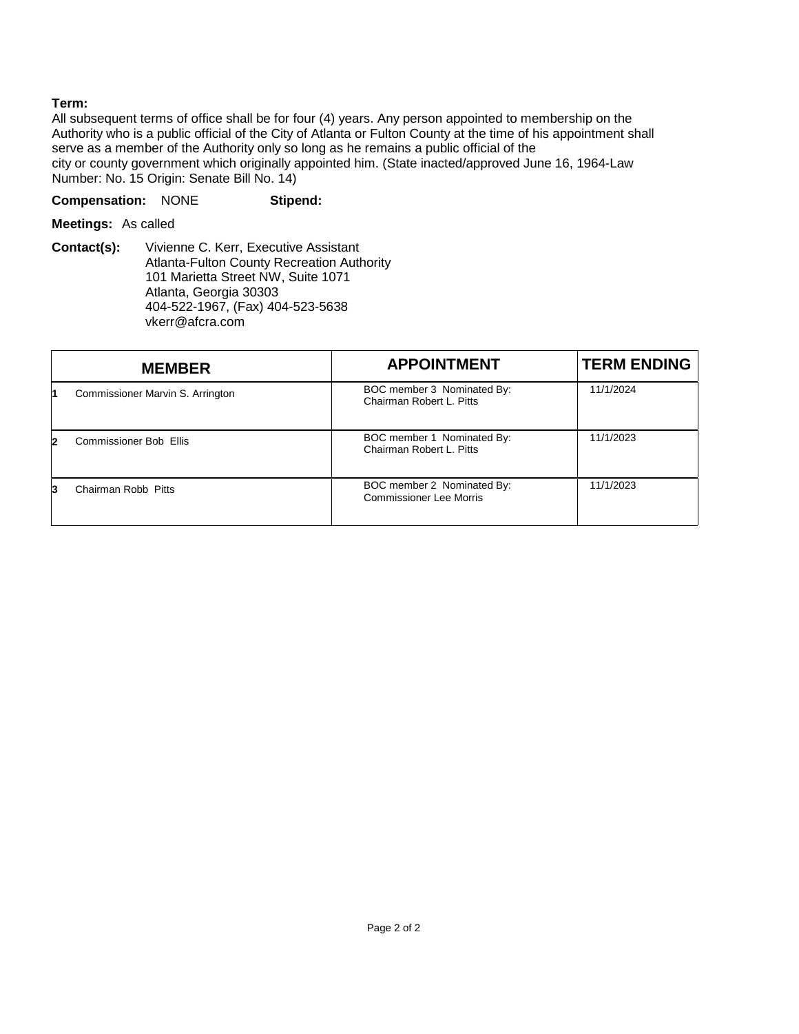**Term:**
All subsequent terms of office shall be for four (4) years. Any person appointed to membership on the Authority who is a public official of the City of Atlanta or Fulton County at the time of his appointment shall serve as a member of the Authority only so long as he remains a public official of the city or county government which originally appointed him. (State inacted/approved June 16, 1964-Law Number: No. 15 Origin: Senate Bill No. 14)

**Compensation:** NONE **Stipend:**

**Meetings:** As called

**Contact(s):** Vivienne C. Kerr, Executive Assistant
Atlanta-Fulton County Recreation Authority
101 Marietta Street NW, Suite 1071
Atlanta, Georgia 30303
404-522-1967, (Fax) 404-523-5638
vkerr@afcra.com

| | MEMBER | APPOINTMENT | TERM ENDING |
|---|---|---|---|
| 1 | Commissioner Marvin S. Arrington | BOC member 3 Nominated By: Chairman Robert L. Pitts | 11/1/2024 |
| 2 | Commissioner Bob Ellis | BOC member 1 Nominated By: Chairman Robert L. Pitts | 11/1/2023 |
| 3 | Chairman Robb Pitts | BOC member 2 Nominated By: Commissioner Lee Morris | 11/1/2023 |